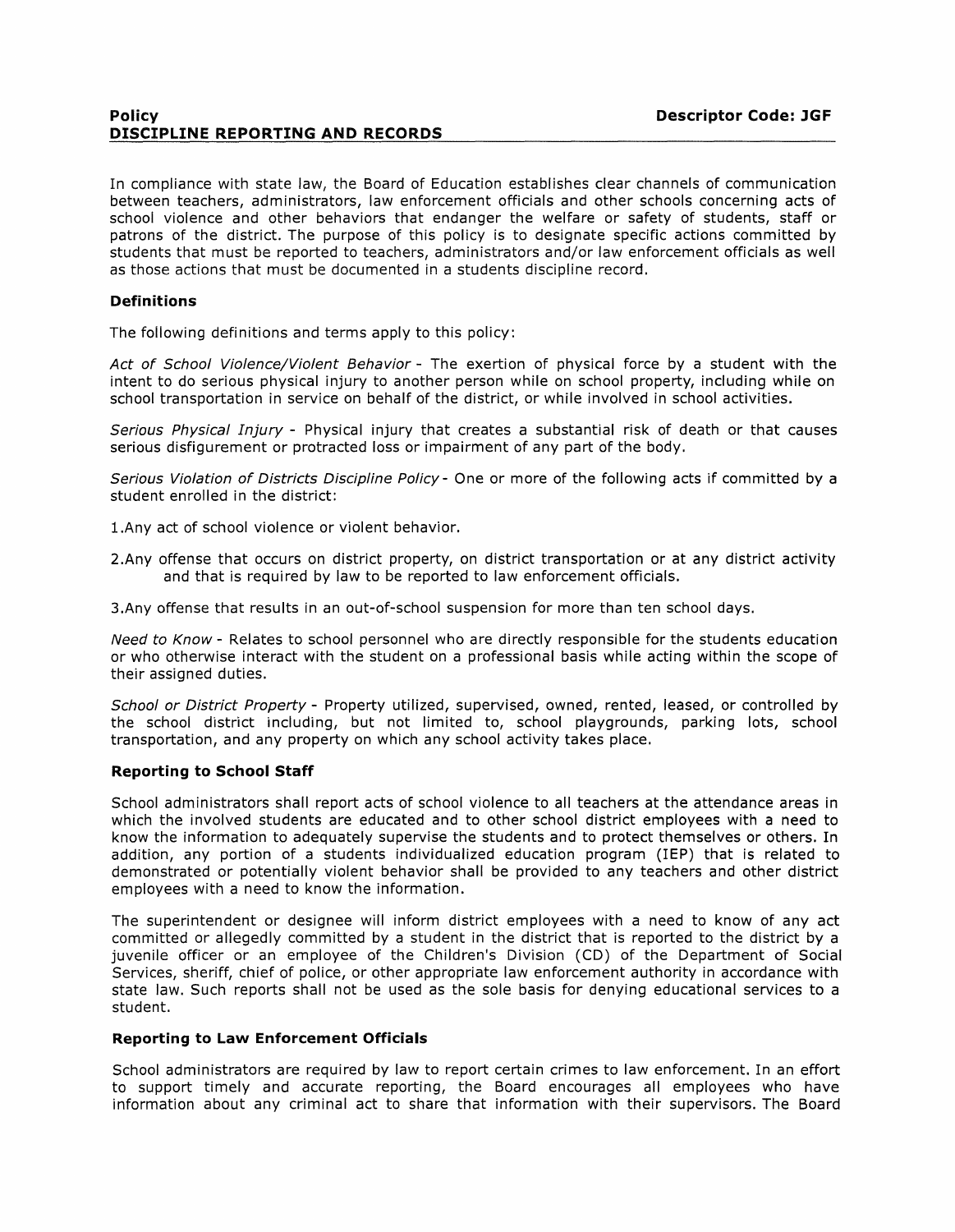**Policy** **Descriptor Code: JGF**

# DISCIPLINE REPORTING AND RECORDS

In compliance with state law, the Board of Education establishes clear channels of communication between teachers, administrators, law enforcement officials and other schools concerning acts of school violence and other behaviors that endanger the welfare or safety of students, staff or patrons of the district. The purpose of this policy is to designate specific actions committed by students that must be reported to teachers, administrators and/or law enforcement officials as well as those actions that must be documented in a students discipline record.

## Definitions

The following definitions and terms apply to this policy:

*Act of School Violence/Violent Behavior* - The exertion of physical force by a student with the intent to do serious physical injury to another person while on school property, including while on school transportation in service on behalf of the district, or while involved in school activities.

*Serious Physical Injury* - Physical injury that creates a substantial risk of death or that causes serious disfigurement or protracted loss or impairment of any part of the body.

*Serious Violation of Districts Discipline Policy* - One or more of the following acts if committed by a student enrolled in the district:

1. Any act of school violence or violent behavior.
2. Any offense that occurs on district property, on district transportation or at any district activity and that is required by law to be reported to law enforcement officials.
3. Any offense that results in an out-of-school suspension for more than ten school days.

*Need to Know* - Relates to school personnel who are directly responsible for the students education or who otherwise interact with the student on a professional basis while acting within the scope of their assigned duties.

*School or District Property* - Property utilized, supervised, owned, rented, leased, or controlled by the school district including, but not limited to, school playgrounds, parking lots, school transportation, and any property on which any school activity takes place.

## Reporting to School Staff

School administrators shall report acts of school violence to all teachers at the attendance areas in which the involved students are educated and to other school district employees with a need to know the information to adequately supervise the students and to protect themselves or others. In addition, any portion of a students individualized education program (IEP) that is related to demonstrated or potentially violent behavior shall be provided to any teachers and other district employees with a need to know the information.

The superintendent or designee will inform district employees with a need to know of any act committed or allegedly committed by a student in the district that is reported to the district by a juvenile officer or an employee of the Children's Division (CD) of the Department of Social Services, sheriff, chief of police, or other appropriate law enforcement authority in accordance with state law. Such reports shall not be used as the sole basis for denying educational services to a student.

## Reporting to Law Enforcement Officials

School administrators are required by law to report certain crimes to law enforcement. In an effort to support timely and accurate reporting, the Board encourages all employees who have information about any criminal act to share that information with their supervisors. The Board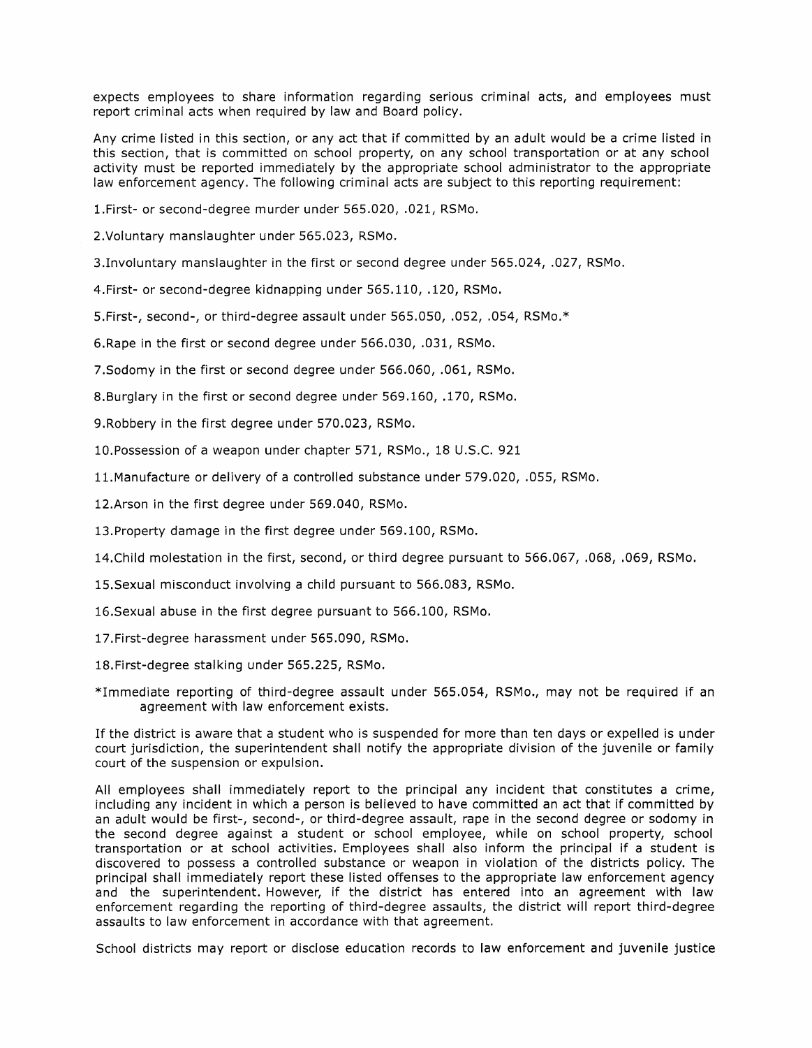expects employees to share information regarding serious criminal acts, and employees must report criminal acts when required by law and Board policy.

Any crime listed in this section, or any act that if committed by an adult would be a crime listed in this section, that is committed on school property, on any school transportation or at any school activity must be reported immediately by the appropriate school administrator to the appropriate law enforcement agency. The following criminal acts are subject to this reporting requirement:

1. First- or second-degree murder under 565.020, .021, RSMo.

2. Voluntary manslaughter under 565.023, RSMo.

3. Involuntary manslaughter in the first or second degree under 565.024, .027, RSMo.

4. First- or second-degree kidnapping under 565.110, .120, RSMo.

5. First-, second-, or third-degree assault under 565.050, .052, .054, RSMo.*

6. Rape in the first or second degree under 566.030, .031, RSMo.

7. Sodomy in the first or second degree under 566.060, .061, RSMo.

8. Burglary in the first or second degree under 569.160, .170, RSMo.

9. Robbery in the first degree under 570.023, RSMo.

10. Possession of a weapon under chapter 571, RSMo., 18 U.S.C. 921

11. Manufacture or delivery of a controlled substance under 579.020, .055, RSMo.

12. Arson in the first degree under 569.040, RSMo.

13. Property damage in the first degree under 569.100, RSMo.

14. Child molestation in the first, second, or third degree pursuant to 566.067, .068, .069, RSMo.

15. Sexual misconduct involving a child pursuant to 566.083, RSMo.

16. Sexual abuse in the first degree pursuant to 566.100, RSMo.

17. First-degree harassment under 565.090, RSMo.

18. First-degree stalking under 565.225, RSMo.

*Immediate reporting of third-degree assault under 565.054, RSMo., may not be required if an agreement with law enforcement exists.

If the district is aware that a student who is suspended for more than ten days or expelled is under court jurisdiction, the superintendent shall notify the appropriate division of the juvenile or family court of the suspension or expulsion.

All employees shall immediately report to the principal any incident that constitutes a crime, including any incident in which a person is believed to have committed an act that if committed by an adult would be first-, second-, or third-degree assault, rape in the second degree or sodomy in the second degree against a student or school employee, while on school property, school transportation or at school activities. Employees shall also inform the principal if a student is discovered to possess a controlled substance or weapon in violation of the districts policy. The principal shall immediately report these listed offenses to the appropriate law enforcement agency and the superintendent. However, if the district has entered into an agreement with law enforcement regarding the reporting of third-degree assaults, the district will report third-degree assaults to law enforcement in accordance with that agreement.

School districts may report or disclose education records to law enforcement and juvenile justice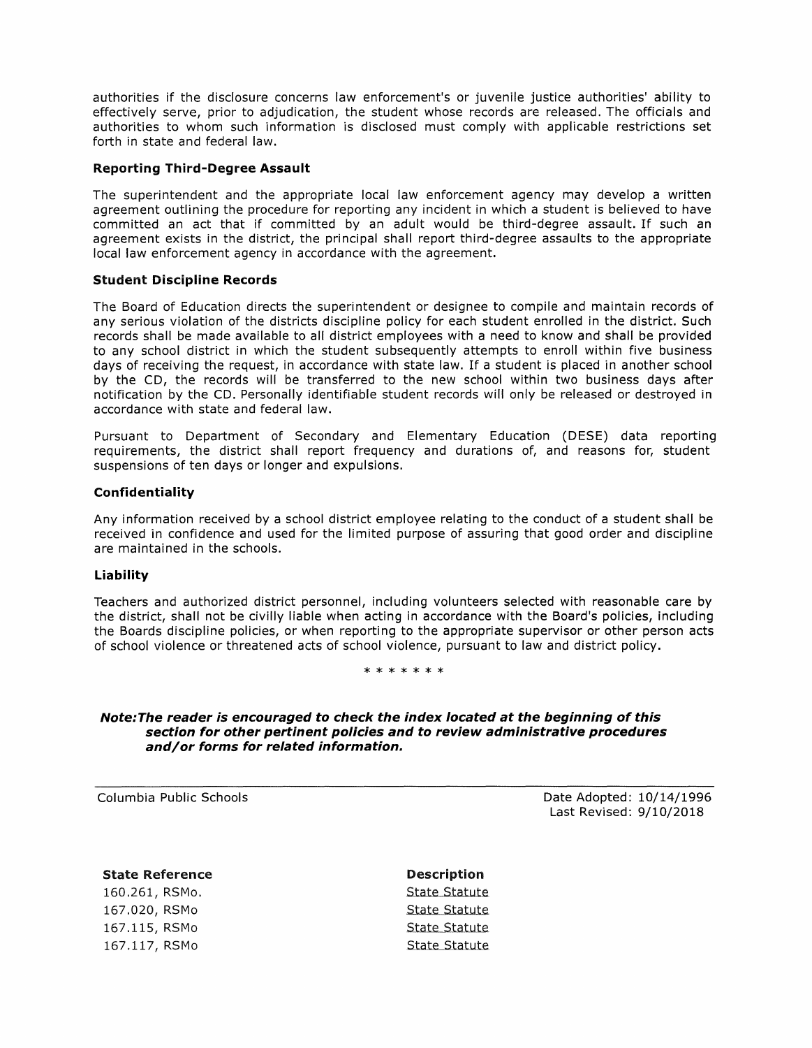authorities if the disclosure concerns law enforcement's or juvenile justice authorities' ability to effectively serve, prior to adjudication, the student whose records are released. The officials and authorities to whom such information is disclosed must comply with applicable restrictions set forth in state and federal law.

### Reporting Third-Degree Assault

The superintendent and the appropriate local law enforcement agency may develop a written agreement outlining the procedure for reporting any incident in which a student is believed to have committed an act that if committed by an adult would be third-degree assault. If such an agreement exists in the district, the principal shall report third-degree assaults to the appropriate local law enforcement agency in accordance with the agreement.

### Student Discipline Records

The Board of Education directs the superintendent or designee to compile and maintain records of any serious violation of the districts discipline policy for each student enrolled in the district. Such records shall be made available to all district employees with a need to know and shall be provided to any school district in which the student subsequently attempts to enroll within five business days of receiving the request, in accordance with state law. If a student is placed in another school by the CD, the records will be transferred to the new school within two business days after notification by the CD. Personally identifiable student records will only be released or destroyed in accordance with state and federal law.

Pursuant to Department of Secondary and Elementary Education (DESE) data reporting requirements, the district shall report frequency and durations of, and reasons for, student suspensions of ten days or longer and expulsions.

### Confidentiality

Any information received by a school district employee relating to the conduct of a student shall be received in confidence and used for the limited purpose of assuring that good order and discipline are maintained in the schools.

### Liability

Teachers and authorized district personnel, including volunteers selected with reasonable care by the district, shall not be civilly liable when acting in accordance with the Board's policies, including the Boards discipline policies, or when reporting to the appropriate supervisor or other person acts of school violence or threatened acts of school violence, pursuant to law and district policy.

\* \* \* \* \* \* \*

***Note:The reader is encouraged to check the index located at the beginning of this section for other pertinent policies and to review administrative procedures and/or forms for related information.***

---

Columbia Public Schools

Date Adopted: 10/14/1996
Last Revised: 9/10/2018

| **State Reference** | **Description** |
|---|---|
| 160.261, RSMo. | State Statute |
| 167.020, RSMo | State Statute |
| 167.115, RSMo | State Statute |
| 167.117, RSMo | State Statute |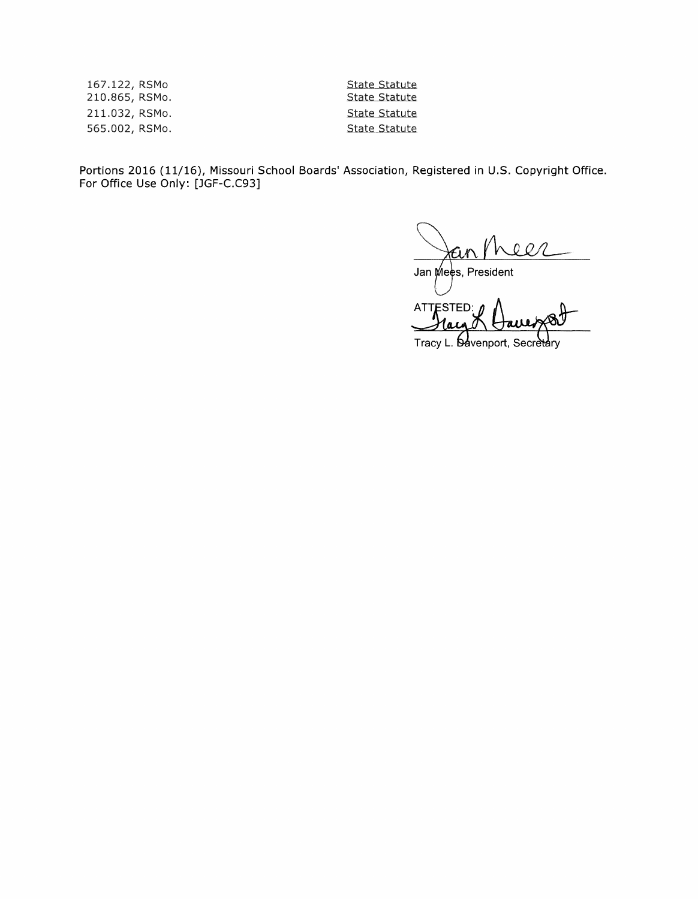| | |
|---|---|
| 167.122, RSMo | State Statute |
| 210.865, RSMo. | State Statute |
| 211.032, RSMo. | State Statute |
| 565.002, RSMo. | State Statute |

Portions 2016 (11/16), Missouri School Boards' Association, Registered in U.S. Copyright Office.
For Office Use Only: [JGF-C.C93]

Jan Mees, President

ATTESTED:

Tracy L. Davenport, Secretary